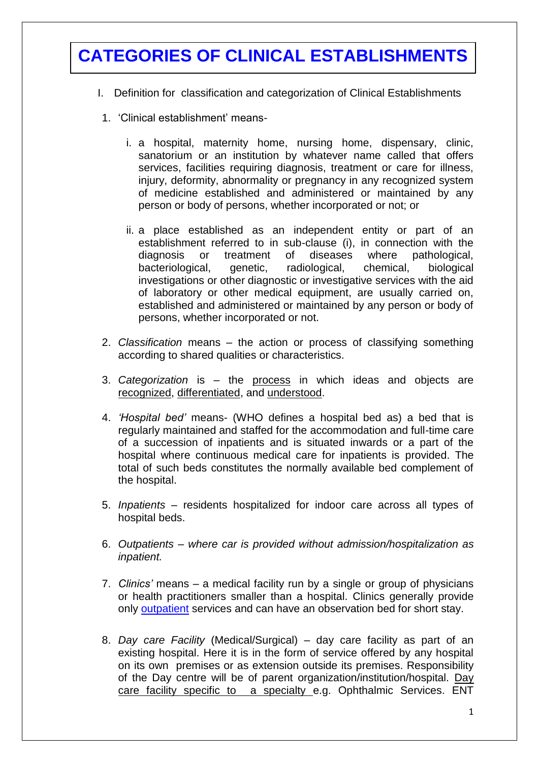# CATEGORIES OF CLINICAL ESTABLISHMENTS

I. Definition for classification and categorization of Clinical Establishments

1. 'Clinical establishment' means-

   i. a hospital, maternity home, nursing home, dispensary, clinic, sanatorium or an institution by whatever name called that offers services, facilities requiring diagnosis, treatment or care for illness, injury, deformity, abnormality or pregnancy in any recognized system of medicine established and administered or maintained by any person or body of persons, whether incorporated or not; or

   ii. a place established as an independent entity or part of an establishment referred to in sub-clause (i), in connection with the diagnosis or treatment of diseases where pathological, bacteriological, genetic, radiological, chemical, biological investigations or other diagnostic or investigative services with the aid of laboratory or other medical equipment, are usually carried on, established and administered or maintained by any person or body of persons, whether incorporated or not.

2. *Classification* means – the action or process of classifying something according to shared qualities or characteristics.

3. *Categorization* is – the process in which ideas and objects are recognized, differentiated, and understood.

4. *'Hospital bed'* means- (WHO defines a hospital bed as) a bed that is regularly maintained and staffed for the accommodation and full-time care of a succession of inpatients and is situated inwards or a part of the hospital where continuous medical care for inpatients is provided. The total of such beds constitutes the normally available bed complement of the hospital.

5. *Inpatients* – residents hospitalized for indoor care across all types of hospital beds.

6. *Outpatients – where car is provided without admission/hospitalization as inpatient.*

7. *Clinics'* means – a medical facility run by a single or group of physicians or health practitioners smaller than a hospital. Clinics generally provide only outpatient services and can have an observation bed for short stay.

8. *Day care Facility* (Medical/Surgical) – day care facility as part of an existing hospital. Here it is in the form of service offered by any hospital on its own premises or as extension outside its premises. Responsibility of the Day centre will be of parent organization/institution/hospital. Day care facility specific to a specialty e.g. Ophthalmic Services. ENT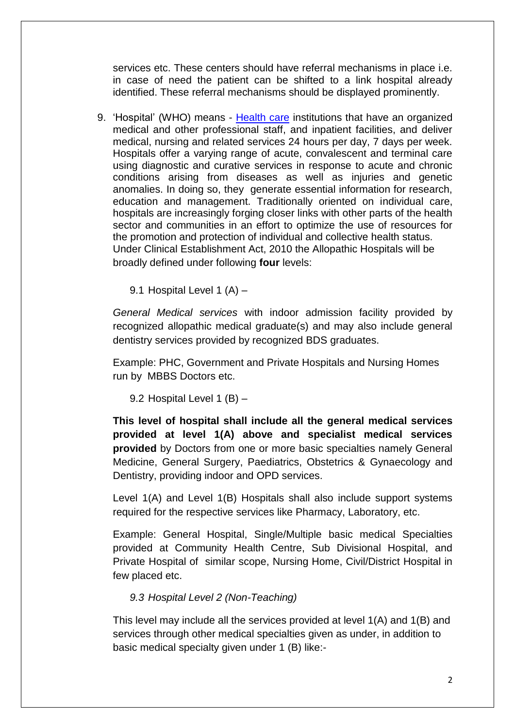services etc. These centers should have referral mechanisms in place i.e. in case of need the patient can be shifted to a link hospital already identified. These referral mechanisms should be displayed prominently.

9. 'Hospital' (WHO) means - Health care institutions that have an organized medical and other professional staff, and inpatient facilities, and deliver medical, nursing and related services 24 hours per day, 7 days per week. Hospitals offer a varying range of acute, convalescent and terminal care using diagnostic and curative services in response to acute and chronic conditions arising from diseases as well as injuries and genetic anomalies. In doing so, they generate essential information for research, education and management. Traditionally oriented on individual care, hospitals are increasingly forging closer links with other parts of the health sector and communities in an effort to optimize the use of resources for the promotion and protection of individual and collective health status. Under Clinical Establishment Act, 2010 the Allopathic Hospitals will be broadly defined under following **four** levels:

   9.1 Hospital Level 1 (A) –

   *General Medical services* with indoor admission facility provided by recognized allopathic medical graduate(s) and may also include general dentistry services provided by recognized BDS graduates.

   Example: PHC, Government and Private Hospitals and Nursing Homes run by MBBS Doctors etc.

   9.2 Hospital Level 1 (B) –

   **This level of hospital shall include all the general medical services provided at level 1(A) above and specialist medical services provided** by Doctors from one or more basic specialties namely General Medicine, General Surgery, Paediatrics, Obstetrics & Gynaecology and Dentistry, providing indoor and OPD services.

   Level 1(A) and Level 1(B) Hospitals shall also include support systems required for the respective services like Pharmacy, Laboratory, etc.

   Example: General Hospital, Single/Multiple basic medical Specialties provided at Community Health Centre, Sub Divisional Hospital, and Private Hospital of similar scope, Nursing Home, Civil/District Hospital in few placed etc.

   *9.3 Hospital Level 2 (Non-Teaching)*

   This level may include all the services provided at level 1(A) and 1(B) and services through other medical specialties given as under, in addition to basic medical specialty given under 1 (B) like:-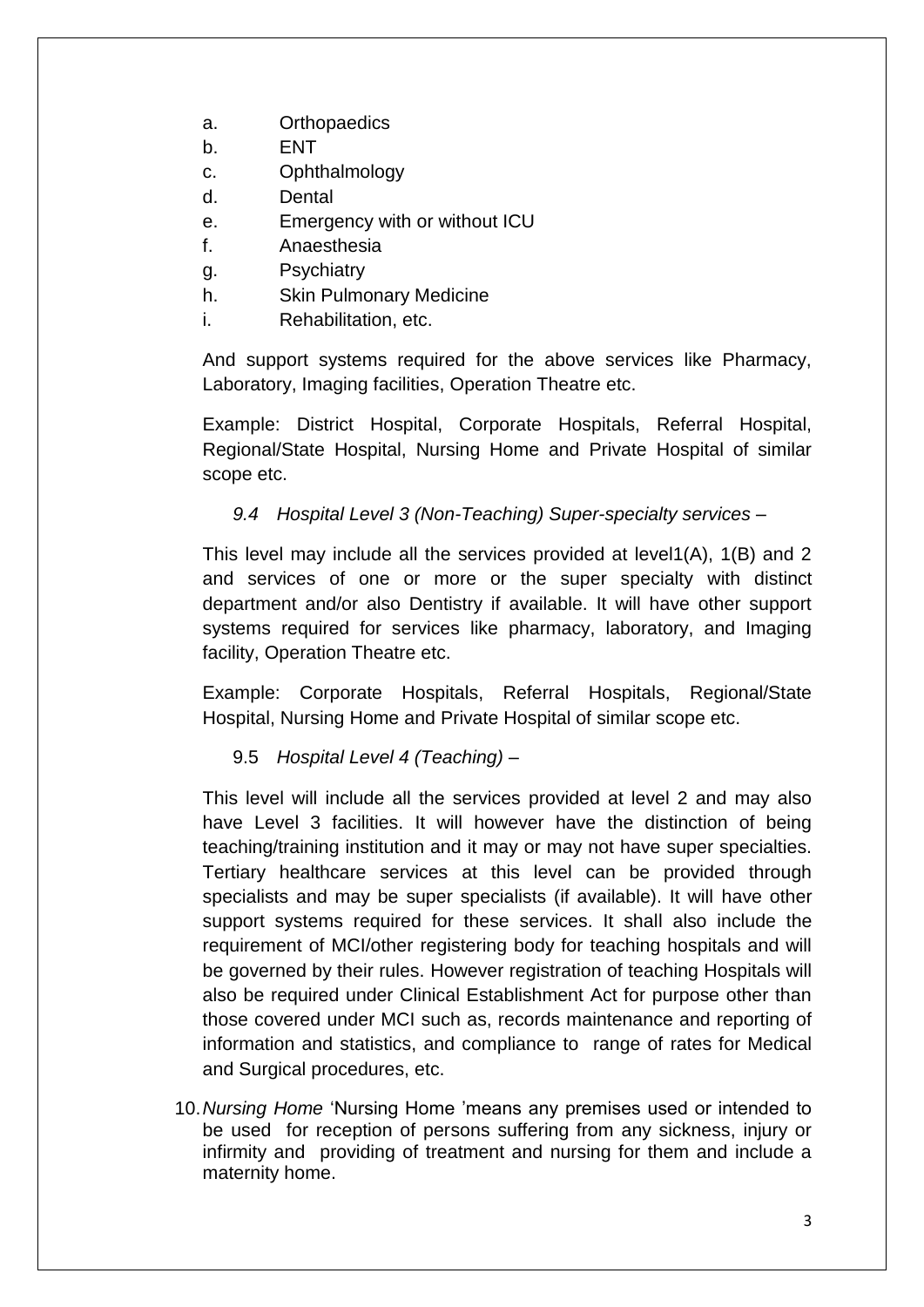a. Orthopaedics
b. ENT
c. Ophthalmology
d. Dental
e. Emergency with or without ICU
f. Anaesthesia
g. Psychiatry
h. Skin Pulmonary Medicine
i. Rehabilitation, etc.

And support systems required for the above services like Pharmacy, Laboratory, Imaging facilities, Operation Theatre etc.

Example: District Hospital, Corporate Hospitals, Referral Hospital, Regional/State Hospital, Nursing Home and Private Hospital of similar scope etc.

*9.4 Hospital Level 3 (Non-Teaching) Super-specialty services –*

This level may include all the services provided at level1(A), 1(B) and 2 and services of one or more or the super specialty with distinct department and/or also Dentistry if available. It will have other support systems required for services like pharmacy, laboratory, and Imaging facility, Operation Theatre etc.

Example: Corporate Hospitals, Referral Hospitals, Regional/State Hospital, Nursing Home and Private Hospital of similar scope etc.

9.5 *Hospital Level 4 (Teaching) –*

This level will include all the services provided at level 2 and may also have Level 3 facilities. It will however have the distinction of being teaching/training institution and it may or may not have super specialties. Tertiary healthcare services at this level can be provided through specialists and may be super specialists (if available). It will have other support systems required for these services. It shall also include the requirement of MCI/other registering body for teaching hospitals and will be governed by their rules. However registration of teaching Hospitals will also be required under Clinical Establishment Act for purpose other than those covered under MCI such as, records maintenance and reporting of information and statistics, and compliance to range of rates for Medical and Surgical procedures, etc.

10. *Nursing Home* 'Nursing Home 'means any premises used or intended to be used for reception of persons suffering from any sickness, injury or infirmity and providing of treatment and nursing for them and include a maternity home.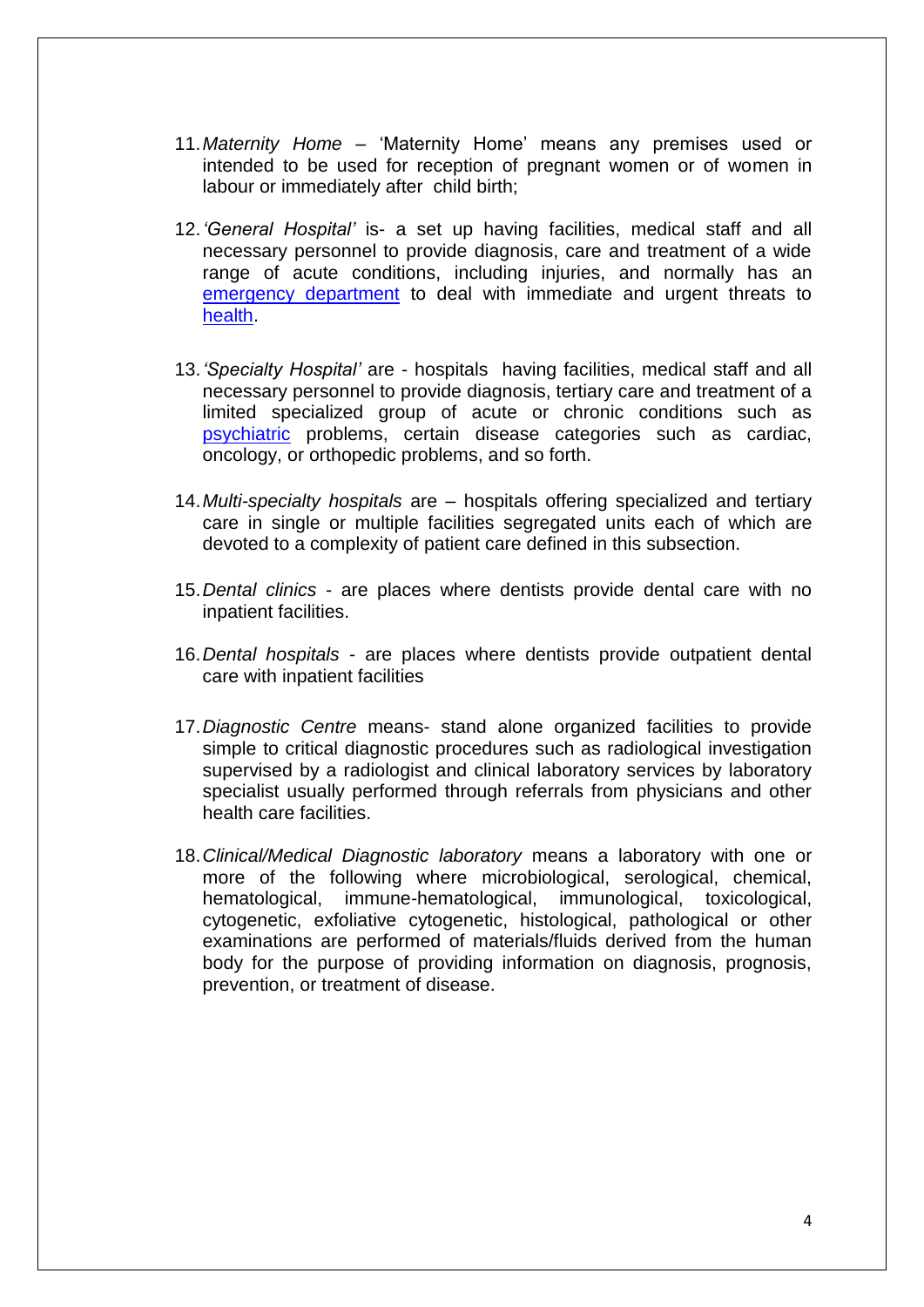11. *Maternity Home* – 'Maternity Home' means any premises used or intended to be used for reception of pregnant women or of women in labour or immediately after child birth;

12. *'General Hospital'* is- a set up having facilities, medical staff and all necessary personnel to provide diagnosis, care and treatment of a wide range of acute conditions, including injuries, and normally has an emergency department to deal with immediate and urgent threats to health.

13. *'Specialty Hospital'* are - hospitals having facilities, medical staff and all necessary personnel to provide diagnosis, tertiary care and treatment of a limited specialized group of acute or chronic conditions such as psychiatric problems, certain disease categories such as cardiac, oncology, or orthopedic problems, and so forth.

14. *Multi-specialty hospitals* are – hospitals offering specialized and tertiary care in single or multiple facilities segregated units each of which are devoted to a complexity of patient care defined in this subsection.

15. *Dental clinics* - are places where dentists provide dental care with no inpatient facilities.

16. *Dental hospitals* - are places where dentists provide outpatient dental care with inpatient facilities

17. *Diagnostic Centre* means- stand alone organized facilities to provide simple to critical diagnostic procedures such as radiological investigation supervised by a radiologist and clinical laboratory services by laboratory specialist usually performed through referrals from physicians and other health care facilities.

18. *Clinical/Medical Diagnostic laboratory* means a laboratory with one or more of the following where microbiological, serological, chemical, hematological, immune-hematological, immunological, toxicological, cytogenetic, exfoliative cytogenetic, histological, pathological or other examinations are performed of materials/fluids derived from the human body for the purpose of providing information on diagnosis, prognosis, prevention, or treatment of disease.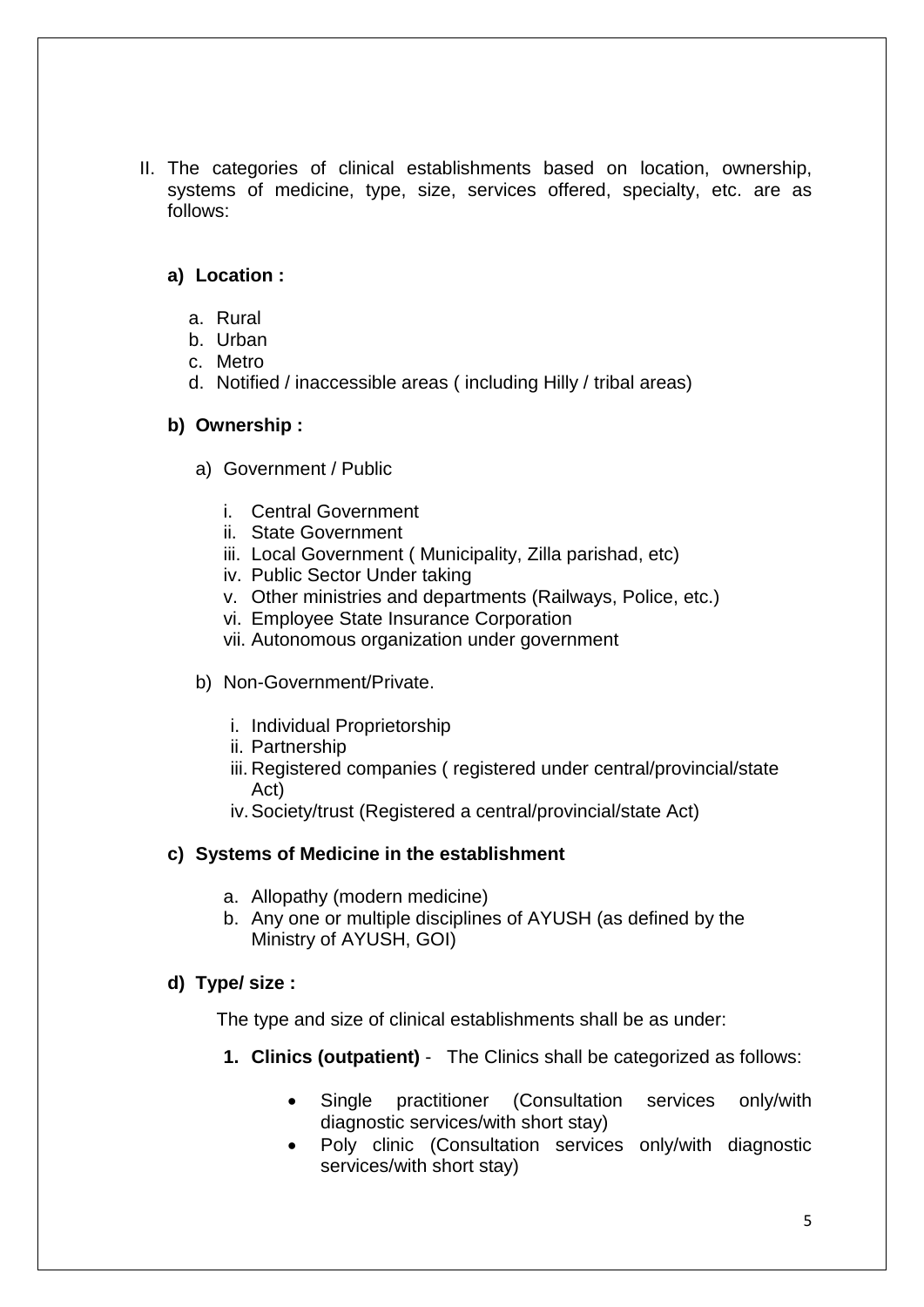II. The categories of clinical establishments based on location, ownership, systems of medicine, type, size, services offered, specialty, etc. are as follows:

**a) Location :**

a. Rural
b. Urban
c. Metro
d. Notified / inaccessible areas ( including Hilly / tribal areas)

**b) Ownership :**

a) Government / Public

i. Central Government
ii. State Government
iii. Local Government ( Municipality, Zilla parishad, etc)
iv. Public Sector Under taking
v. Other ministries and departments (Railways, Police, etc.)
vi. Employee State Insurance Corporation
vii. Autonomous organization under government

b) Non-Government/Private.

i. Individual Proprietorship
ii. Partnership
iii. Registered companies ( registered under central/provincial/state Act)
iv. Society/trust (Registered a central/provincial/state Act)

**c) Systems of Medicine in the establishment**

a. Allopathy (modern medicine)
b. Any one or multiple disciplines of AYUSH (as defined by the Ministry of AYUSH, GOI)

**d) Type/ size :**

The type and size of clinical establishments shall be as under:

1. **Clinics (outpatient)** - The Clinics shall be categorized as follows:

- Single practitioner (Consultation services only/with diagnostic services/with short stay)
- Poly clinic (Consultation services only/with diagnostic services/with short stay)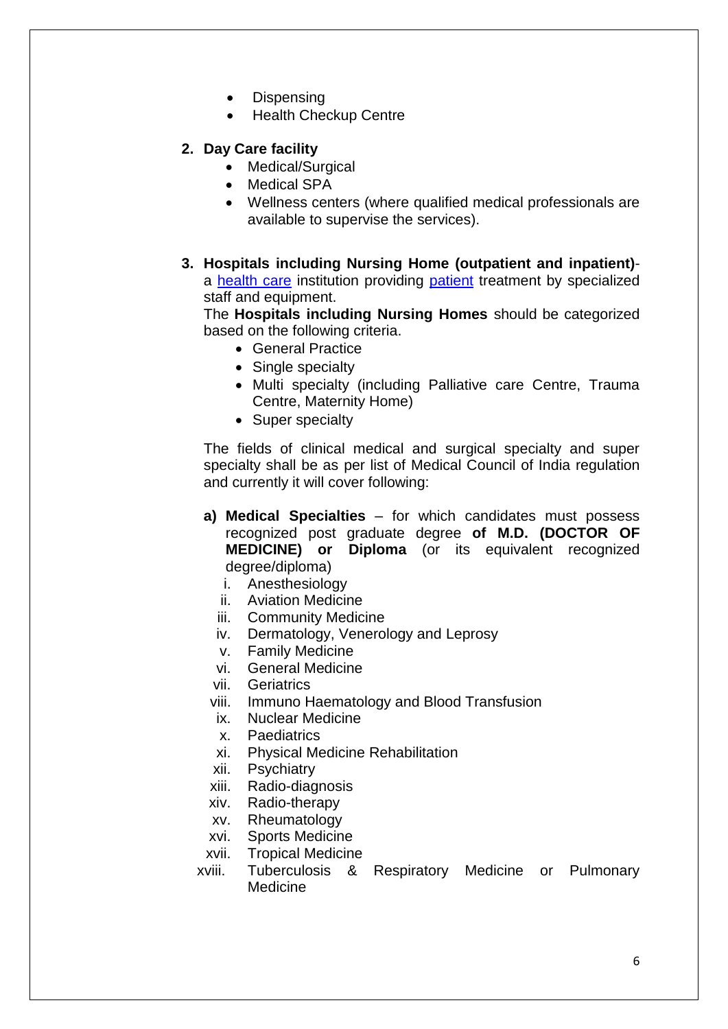- Dispensing
- Health Checkup Centre

2. **Day Care facility**
    - Medical/Surgical
    - Medical SPA
    - Wellness centers (where qualified medical professionals are available to supervise the services).

3. **Hospitals including Nursing Home (outpatient and inpatient)**- a health care institution providing patient treatment by specialized staff and equipment.

   The **Hospitals including Nursing Homes** should be categorized based on the following criteria.
    - General Practice
    - Single specialty
    - Multi specialty (including Palliative care Centre, Trauma Centre, Maternity Home)
    - Super specialty

   The fields of clinical medical and surgical specialty and super specialty shall be as per list of Medical Council of India regulation and currently it will cover following:

   **a) Medical Specialties** – for which candidates must possess recognized post graduate degree **of M.D. (DOCTOR OF MEDICINE) or Diploma** (or its equivalent recognized degree/diploma)

    i. Anesthesiology
    ii. Aviation Medicine
    iii. Community Medicine
    iv. Dermatology, Venerology and Leprosy
    v. Family Medicine
    vi. General Medicine
    vii. Geriatrics
    viii. Immuno Haematology and Blood Transfusion
    ix. Nuclear Medicine
    x. Paediatrics
    xi. Physical Medicine Rehabilitation
    xii. Psychiatry
    xiii. Radio-diagnosis
    xiv. Radio-therapy
    xv. Rheumatology
    xvi. Sports Medicine
    xvii. Tropical Medicine
    xviii. Tuberculosis & Respiratory Medicine or Pulmonary Medicine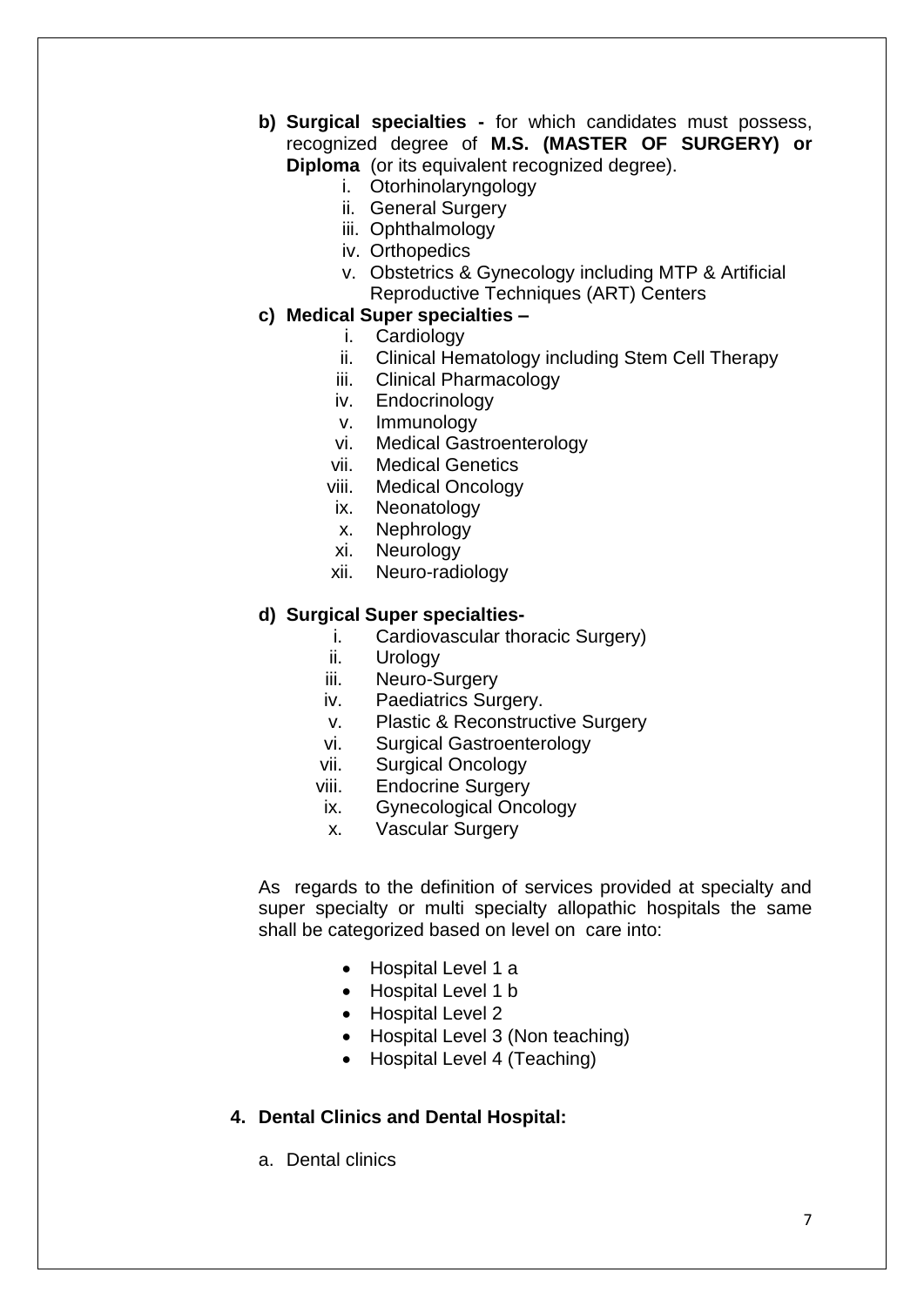**b) Surgical specialties -** for which candidates must possess, recognized degree of **M.S. (MASTER OF SURGERY) or Diploma** (or its equivalent recognized degree).

i. Otorhinolaryngology
ii. General Surgery
iii. Ophthalmology
iv. Orthopedics
v. Obstetrics & Gynecology including MTP & Artificial Reproductive Techniques (ART) Centers

**c) Medical Super specialties –**

i. Cardiology
ii. Clinical Hematology including Stem Cell Therapy
iii. Clinical Pharmacology
iv. Endocrinology
v. Immunology
vi. Medical Gastroenterology
vii. Medical Genetics
viii. Medical Oncology
ix. Neonatology
x. Nephrology
xi. Neurology
xii. Neuro-radiology

**d) Surgical Super specialties-**

i. Cardiovascular thoracic Surgery)
ii. Urology
iii. Neuro-Surgery
iv. Paediatrics Surgery.
v. Plastic & Reconstructive Surgery
vi. Surgical Gastroenterology
vii. Surgical Oncology
viii. Endocrine Surgery
ix. Gynecological Oncology
x. Vascular Surgery

As regards to the definition of services provided at specialty and super specialty or multi specialty allopathic hospitals the same shall be categorized based on level on care into:

- Hospital Level 1 a
- Hospital Level 1 b
- Hospital Level 2
- Hospital Level 3 (Non teaching)
- Hospital Level 4 (Teaching)

**4. Dental Clinics and Dental Hospital:**

a. Dental clinics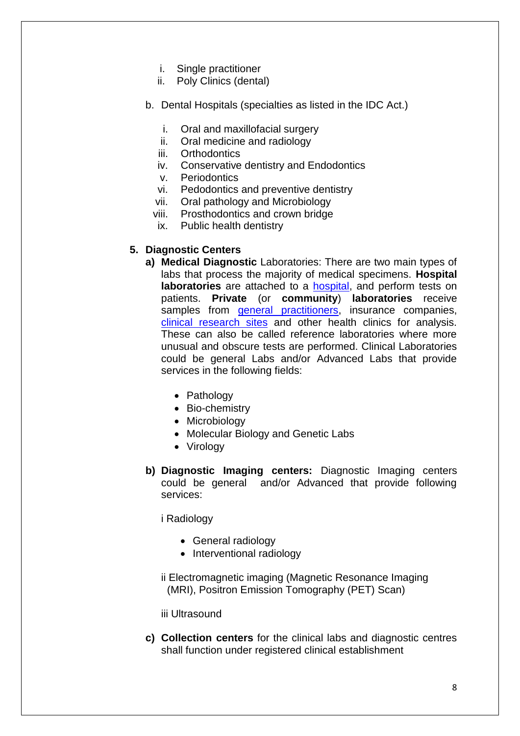i. Single practitioner
   ii. Poly Clinics (dental)

b. Dental Hospitals (specialties as listed in the IDC Act.)

   i. Oral and maxillofacial surgery
   ii. Oral medicine and radiology
   iii. Orthodontics
   iv. Conservative dentistry and Endodontics
   v. Periodontics
   vi. Pedodontics and preventive dentistry
   vii. Oral pathology and Microbiology
   viii. Prosthodontics and crown bridge
   ix. Public health dentistry

**5. Diagnostic Centers**

**a) Medical Diagnostic** Laboratories: There are two main types of labs that process the majority of medical specimens. **Hospital laboratories** are attached to a hospital, and perform tests on patients. **Private** (or **community**) **laboratories** receive samples from general practitioners, insurance companies, clinical research sites and other health clinics for analysis. These can also be called reference laboratories where more unusual and obscure tests are performed. Clinical Laboratories could be general Labs and/or Advanced Labs that provide services in the following fields:

- Pathology
- Bio-chemistry
- Microbiology
- Molecular Biology and Genetic Labs
- Virology

**b) Diagnostic Imaging centers:** Diagnostic Imaging centers could be general and/or Advanced that provide following services:

i Radiology

- General radiology
- Interventional radiology

ii Electromagnetic imaging (Magnetic Resonance Imaging (MRI), Positron Emission Tomography (PET) Scan)

iii Ultrasound

**c) Collection centers** for the clinical labs and diagnostic centres shall function under registered clinical establishment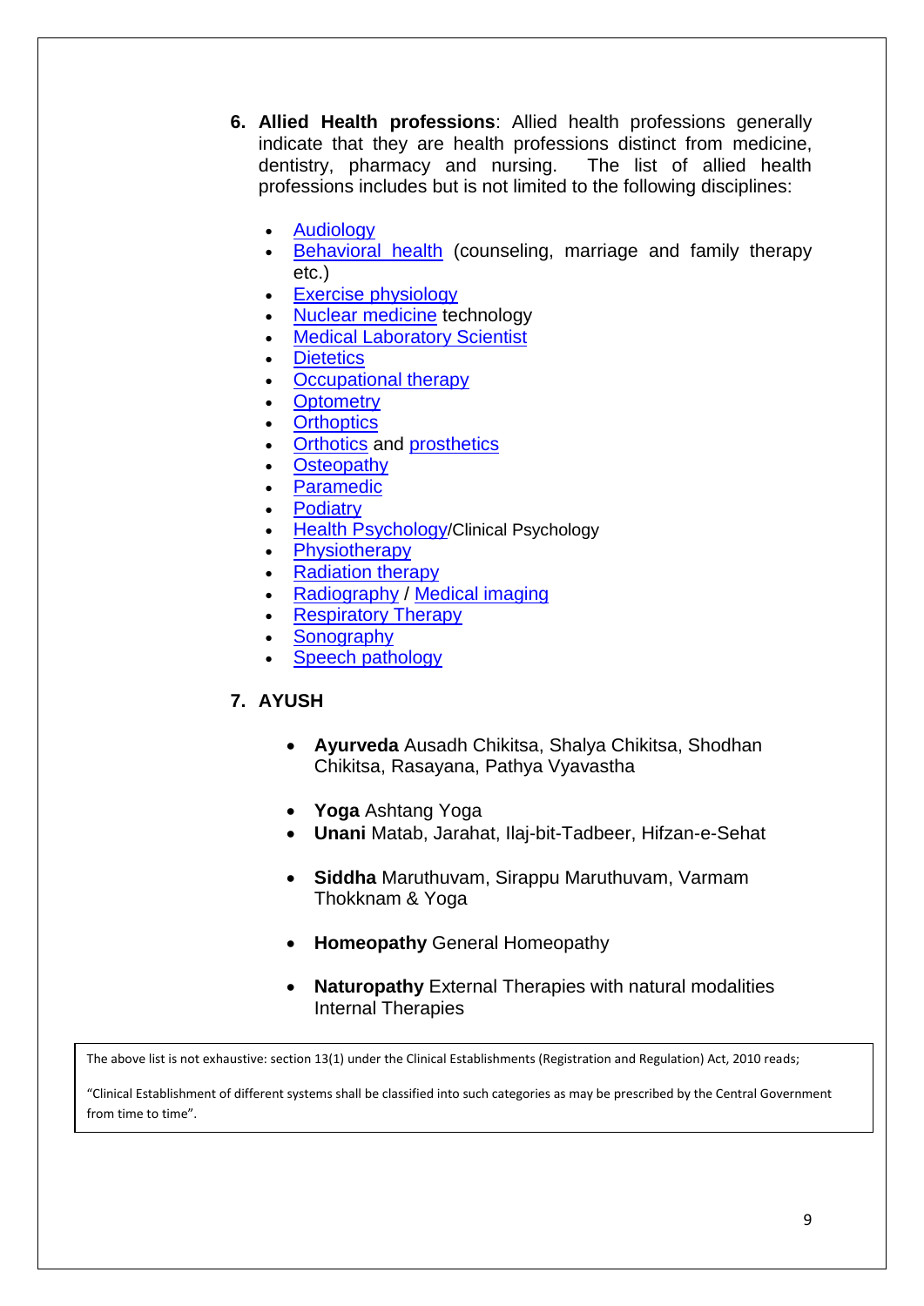6. **Allied Health professions**: Allied health professions generally indicate that they are health professions distinct from medicine, dentistry, pharmacy and nursing. The list of allied health professions includes but is not limited to the following disciplines:

   - Audiology
   - Behavioral health (counseling, marriage and family therapy etc.)
   - Exercise physiology
   - Nuclear medicine technology
   - Medical Laboratory Scientist
   - Dietetics
   - Occupational therapy
   - Optometry
   - Orthoptics
   - Orthotics and prosthetics
   - Osteopathy
   - Paramedic
   - Podiatry
   - Health Psychology/Clinical Psychology
   - Physiotherapy
   - Radiation therapy
   - Radiography / Medical imaging
   - Respiratory Therapy
   - Sonography
   - Speech pathology

7. **AYUSH**

   - **Ayurveda** Ausadh Chikitsa, Shalya Chikitsa, Shodhan Chikitsa, Rasayana, Pathya Vyavastha
   - **Yoga** Ashtang Yoga
   - **Unani** Matab, Jarahat, Ilaj-bit-Tadbeer, Hifzan-e-Sehat
   - **Siddha** Maruthuvam, Sirappu Maruthuvam, Varmam Thokknam & Yoga
   - **Homeopathy** General Homeopathy
   - **Naturopathy** External Therapies with natural modalities Internal Therapies

The above list is not exhaustive: section 13(1) under the Clinical Establishments (Registration and Regulation) Act, 2010 reads;

"Clinical Establishment of different systems shall be classified into such categories as may be prescribed by the Central Government from time to time".